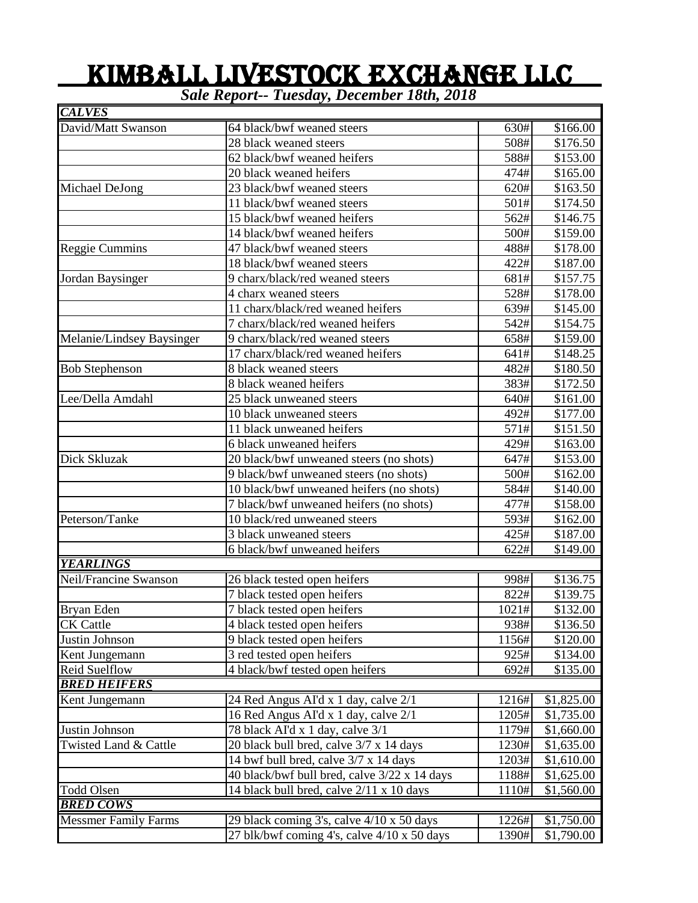# KIMBALL LIVESTOCK EXCHANGE LLC

***Sale Report-- Tuesday, December 18th, 2018***

| | | | |
|---|---|---|---|
| ***CALVES*** | | | |
| David/Matt Swanson | 64 black/bwf weaned steers | 630# | $166.00 |
| | 28 black weaned steers | 508# | $176.50 |
| | 62 black/bwf weaned heifers | 588# | $153.00 |
| | 20 black weaned heifers | 474# | $165.00 |
| Michael DeJong | 23 black/bwf weaned steers | 620# | $163.50 |
| | 11 black/bwf weaned steers | 501# | $174.50 |
| | 15 black/bwf weaned heifers | 562# | $146.75 |
| | 14 black/bwf weaned heifers | 500# | $159.00 |
| Reggie Cummins | 47 black/bwf weaned steers | 488# | $178.00 |
| | 18 black/bwf weaned steers | 422# | $187.00 |
| Jordan Baysinger | 9 charx/black/red weaned steers | 681# | $157.75 |
| | 4 charx weaned steers | 528# | $178.00 |
| | 11 charx/black/red weaned heifers | 639# | $145.00 |
| | 7 charx/black/red weaned heifers | 542# | $154.75 |
| Melanie/Lindsey Baysinger | 9 charx/black/red weaned steers | 658# | $159.00 |
| | 17 charx/black/red weaned heifers | 641# | $148.25 |
| Bob Stephenson | 8 black weaned steers | 482# | $180.50 |
| | 8 black weaned heifers | 383# | $172.50 |
| Lee/Della Amdahl | 25 black unweaned steers | 640# | $161.00 |
| | 10 black unweaned steers | 492# | $177.00 |
| | 11 black unweaned heifers | 571# | $151.50 |
| | 6 black unweaned heifers | 429# | $163.00 |
| Dick Skluzak | 20 black/bwf unweaned steers (no shots) | 647# | $153.00 |
| | 9 black/bwf unweaned steers (no shots) | 500# | $162.00 |
| | 10 black/bwf unweaned heifers (no shots) | 584# | $140.00 |
| | 7 black/bwf unweaned heifers (no shots) | 477# | $158.00 |
| Peterson/Tanke | 10 black/red unweaned steers | 593# | $162.00 |
| | 3 black unweaned steers | 425# | $187.00 |
| | 6 black/bwf unweaned heifers | 622# | $149.00 |
| ***YEARLINGS*** | | | |
| Neil/Francine Swanson | 26 black tested open heifers | 998# | $136.75 |
| | 7 black tested open heifers | 822# | $139.75 |
| Bryan Eden | 7 black tested open heifers | 1021# | $132.00 |
| CK Cattle | 4 black tested open heifers | 938# | $136.50 |
| Justin Johnson | 9 black tested open heifers | 1156# | $120.00 |
| Kent Jungemann | 3 red tested open heifers | 925# | $134.00 |
| Reid Suelflow | 4 black/bwf tested open heifers | 692# | $135.00 |
| ***BRED HEIFERS*** | | | |
| Kent Jungemann | 24 Red Angus AI'd x 1 day, calve 2/1 | 1216# | $1,825.00 |
| | 16 Red Angus AI'd x 1 day, calve 2/1 | 1205# | $1,735.00 |
| Justin Johnson | 78 black AI'd x 1 day, calve 3/1 | 1179# | $1,660.00 |
| Twisted Land & Cattle | 20 black bull bred, calve 3/7 x 14 days | 1230# | $1,635.00 |
| | 14 bwf bull bred, calve 3/7 x 14 days | 1203# | $1,610.00 |
| | 40 black/bwf bull bred, calve 3/22 x 14 days | 1188# | $1,625.00 |
| Todd Olsen | 14 black bull bred, calve 2/11 x 10 days | 1110# | $1,560.00 |
| ***BRED COWS*** | | | |
| Messmer Family Farms | 29 black coming 3's, calve 4/10 x 50 days | 1226# | $1,750.00 |
| | 27 blk/bwf coming 4's, calve 4/10 x 50 days | 1390# | $1,790.00 |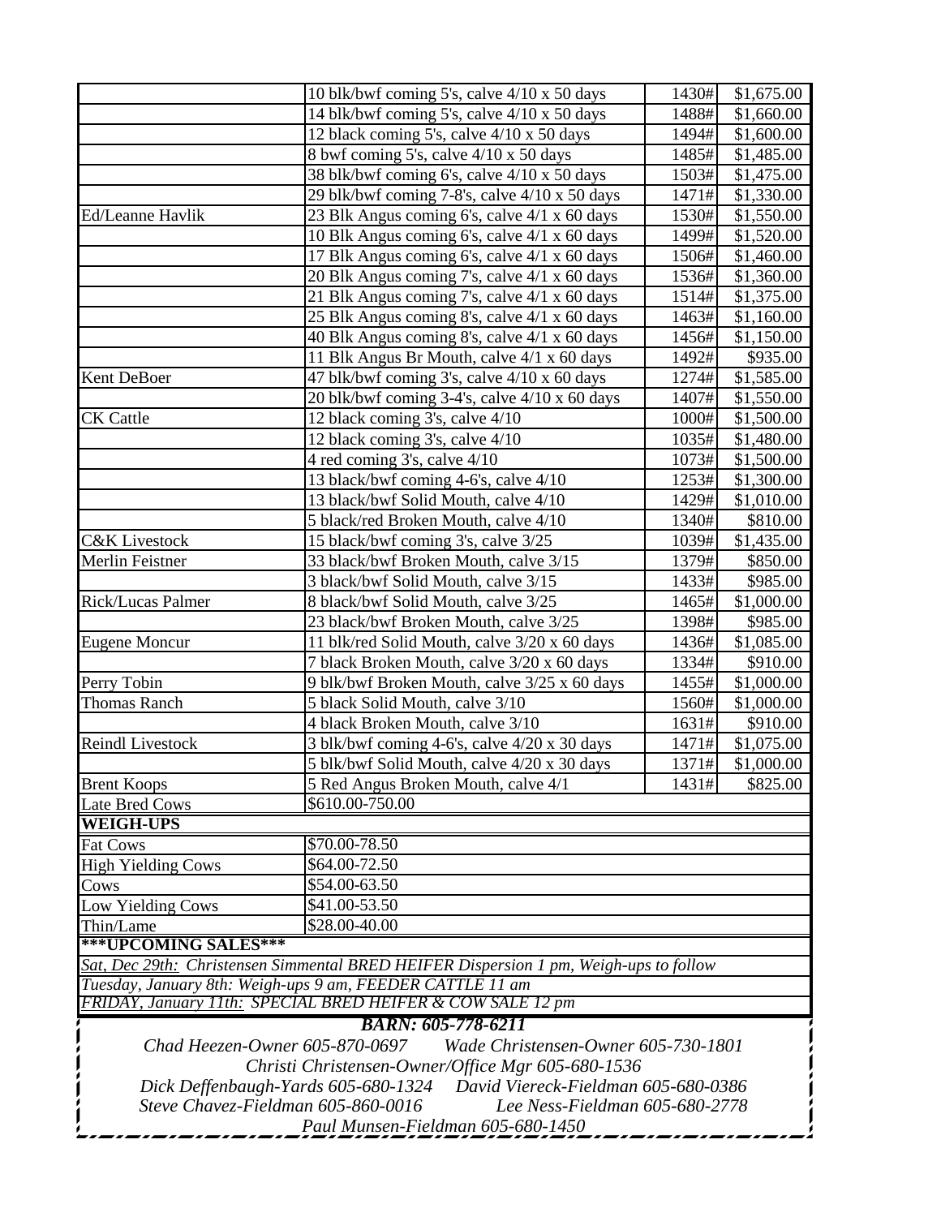| | | | |
|---|---|---|---|
| | 10 blk/bwf coming 5's, calve 4/10 x 50 days | 1430# | $1,675.00 |
| | 14 blk/bwf coming 5's, calve 4/10 x 50 days | 1488# | $1,660.00 |
| | 12 black coming 5's, calve 4/10 x 50 days | 1494# | $1,600.00 |
| | 8 bwf coming 5's, calve 4/10 x 50 days | 1485# | $1,485.00 |
| | 38 blk/bwf coming 6's, calve 4/10 x 50 days | 1503# | $1,475.00 |
| | 29 blk/bwf coming 7-8's, calve 4/10 x 50 days | 1471# | $1,330.00 |
| Ed/Leanne Havlik | 23 Blk Angus coming 6's, calve 4/1 x 60 days | 1530# | $1,550.00 |
| | 10 Blk Angus coming 6's, calve 4/1 x 60 days | 1499# | $1,520.00 |
| | 17 Blk Angus coming 6's, calve 4/1 x 60 days | 1506# | $1,460.00 |
| | 20 Blk Angus coming 7's, calve 4/1 x 60 days | 1536# | $1,360.00 |
| | 21 Blk Angus coming 7's, calve 4/1 x 60 days | 1514# | $1,375.00 |
| | 25 Blk Angus coming 8's, calve 4/1 x 60 days | 1463# | $1,160.00 |
| | 40 Blk Angus coming 8's, calve 4/1 x 60 days | 1456# | $1,150.00 |
| | 11 Blk Angus Br Mouth, calve 4/1 x 60 days | 1492# | $935.00 |
| Kent DeBoer | 47 blk/bwf coming 3's, calve 4/10 x 60 days | 1274# | $1,585.00 |
| | 20 blk/bwf coming 3-4's, calve 4/10 x 60 days | 1407# | $1,550.00 |
| CK Cattle | 12 black coming 3's, calve 4/10 | 1000# | $1,500.00 |
| | 12 black coming 3's, calve 4/10 | 1035# | $1,480.00 |
| | 4 red coming 3's, calve 4/10 | 1073# | $1,500.00 |
| | 13 black/bwf coming 4-6's, calve 4/10 | 1253# | $1,300.00 |
| | 13 black/bwf Solid Mouth, calve 4/10 | 1429# | $1,010.00 |
| | 5 black/red Broken Mouth, calve 4/10 | 1340# | $810.00 |
| C&K Livestock | 15 black/bwf coming 3's, calve 3/25 | 1039# | $1,435.00 |
| Merlin Feistner | 33 black/bwf Broken Mouth, calve 3/15 | 1379# | $850.00 |
| | 3 black/bwf Solid Mouth, calve 3/15 | 1433# | $985.00 |
| Rick/Lucas Palmer | 8 black/bwf Solid Mouth, calve 3/25 | 1465# | $1,000.00 |
| | 23 black/bwf Broken Mouth, calve 3/25 | 1398# | $985.00 |
| Eugene Moncur | 11 blk/red Solid Mouth, calve 3/20 x 60 days | 1436# | $1,085.00 |
| | 7 black Broken Mouth, calve 3/20 x 60 days | 1334# | $910.00 |
| Perry Tobin | 9 blk/bwf Broken Mouth, calve 3/25 x 60 days | 1455# | $1,000.00 |
| Thomas Ranch | 5 black Solid Mouth, calve 3/10 | 1560# | $1,000.00 |
| | 4 black Broken Mouth, calve 3/10 | 1631# | $910.00 |
| Reindl Livestock | 3 blk/bwf coming 4-6's, calve 4/20 x 30 days | 1471# | $1,075.00 |
| | 5 blk/bwf Solid Mouth, calve 4/20 x 30 days | 1371# | $1,000.00 |
| Brent Koops | 5 Red Angus Broken Mouth, calve 4/1 | 1431# | $825.00 |
| Late Bred Cows | $610.00-750.00 | | |
| **WEIGH-UPS** | | | |
| Fat Cows | $70.00-78.50 | | |
| High Yielding Cows | $64.00-72.50 | | |
| Cows | $54.00-63.50 | | |
| Low Yielding Cows | $41.00-53.50 | | |
| Thin/Lame | $28.00-40.00 | | |

**\*\*\*UPCOMING SALES\*\*\***

*Sat, Dec 29th: Christensen Simmental BRED HEIFER Dispersion 1 pm, Weigh-ups to follow*

*Tuesday, January 8th: Weigh-ups 9 am, FEEDER CATTLE 11 am*

*FRIDAY, January 11th: SPECIAL BRED HEIFER & COW SALE 12 pm*

***BARN: 605-778-6211***

*Chad Heezen-Owner 605-870-0697 Wade Christensen-Owner 605-730-1801*

*Christi Christensen-Owner/Office Mgr 605-680-1536*

*Dick Deffenbaugh-Yards 605-680-1324 David Viereck-Fieldman 605-680-0386*

*Steve Chavez-Fieldman 605-860-0016 Lee Ness-Fieldman 605-680-2778*

*Paul Munsen-Fieldman 605-680-1450*